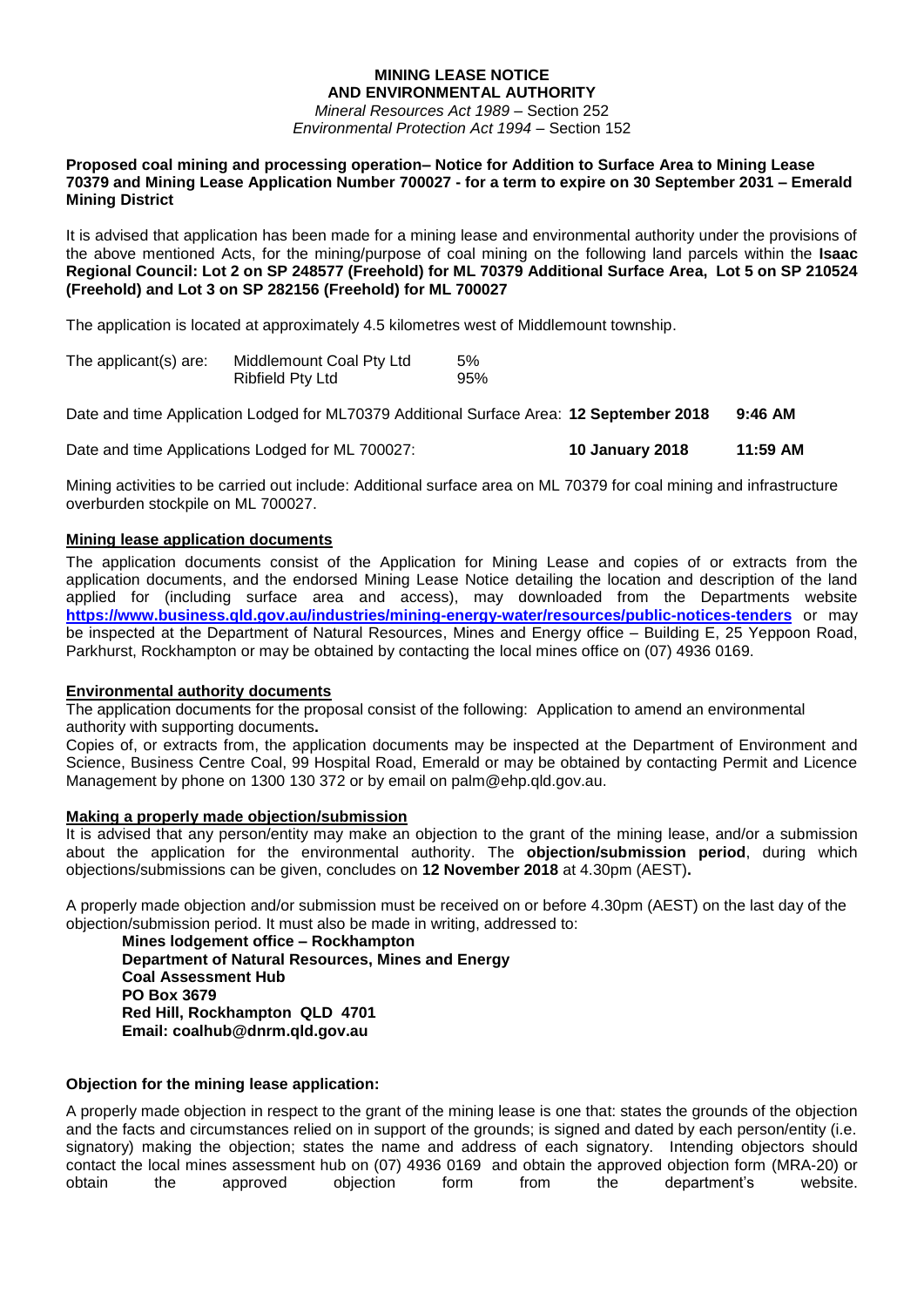# MINING LEASE NOTICE AND ENVIRONMENTAL AUTHORITY

*Mineral Resources Act 1989* – Section 252
*Environmental Protection Act 1994* – Section 152

**Proposed coal mining and processing operation– Notice for Addition to Surface Area to Mining Lease 70379 and Mining Lease Application Number 700027 - for a term to expire on 30 September 2031 – Emerald Mining District**

It is advised that application has been made for a mining lease and environmental authority under the provisions of the above mentioned Acts, for the mining/purpose of coal mining on the following land parcels within the **Isaac Regional Council: Lot 2 on SP 248577 (Freehold) for ML 70379 Additional Surface Area, Lot 5 on SP 210524 (Freehold) and Lot 3 on SP 282156 (Freehold) for ML 700027**

The application is located at approximately 4.5 kilometres west of Middlemount township.

| The applicant(s) are: | Middlemount Coal Pty Ltd | 5% |
|---|---|---|
| | Ribfield Pty Ltd | 95% |

Date and time Application Lodged for ML70379 Additional Surface Area: **12 September 2018** **9:46 AM**

Date and time Applications Lodged for ML 700027: **10 January 2018** **11:59 AM**

Mining activities to be carried out include: Additional surface area on ML 70379 for coal mining and infrastructure overburden stockpile on ML 700027.

## Mining lease application documents

The application documents consist of the Application for Mining Lease and copies of or extracts from the application documents, and the endorsed Mining Lease Notice detailing the location and description of the land applied for (including surface area and access), may downloaded from the Departments website **https://www.business.qld.gov.au/industries/mining-energy-water/resources/public-notices-tenders** or may be inspected at the Department of Natural Resources, Mines and Energy office – Building E, 25 Yeppoon Road, Parkhurst, Rockhampton or may be obtained by contacting the local mines office on (07) 4936 0169.

## Environmental authority documents

The application documents for the proposal consist of the following: Application to amend an environmental authority with supporting documents**.**

Copies of, or extracts from, the application documents may be inspected at the Department of Environment and Science, Business Centre Coal, 99 Hospital Road, Emerald or may be obtained by contacting Permit and Licence Management by phone on 1300 130 372 or by email on palm@ehp.qld.gov.au.

## Making a properly made objection/submission

It is advised that any person/entity may make an objection to the grant of the mining lease, and/or a submission about the application for the environmental authority. The **objection/submission period**, during which objections/submissions can be given, concludes on **12 November 2018** at 4.30pm (AEST)**.**

A properly made objection and/or submission must be received on or before 4.30pm (AEST) on the last day of the objection/submission period. It must also be made in writing, addressed to:

**Mines lodgement office – Rockhampton**
**Department of Natural Resources, Mines and Energy**
**Coal Assessment Hub**
**PO Box 3679**
**Red Hill, Rockhampton QLD 4701**
**Email: coalhub@dnrm.qld.gov.au**

### Objection for the mining lease application:

A properly made objection in respect to the grant of the mining lease is one that: states the grounds of the objection and the facts and circumstances relied on in support of the grounds; is signed and dated by each person/entity (i.e. signatory) making the objection; states the name and address of each signatory. Intending objectors should contact the local mines assessment hub on (07) 4936 0169 and obtain the approved objection form (MRA-20) or obtain the approved objection form from the department's website.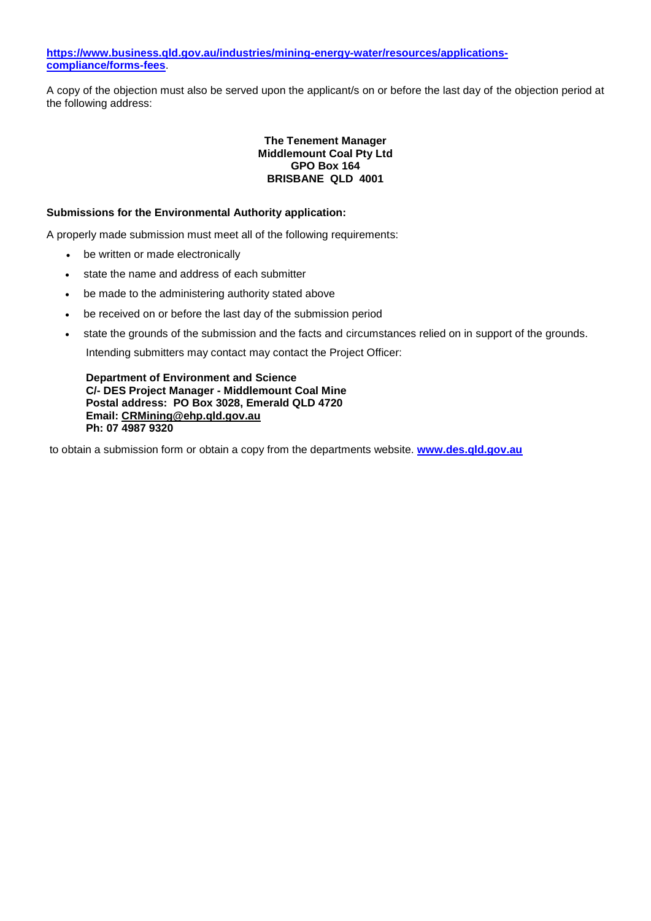[https://www.business.qld.gov.au/industries/mining-energy-water/resources/applications-compliance/forms-fees](https://www.business.qld.gov.au/industries/mining-energy-water/resources/applications-compliance/forms-fees).

A copy of the objection must also be served upon the applicant/s on or before the last day of the objection period at the following address:

**The Tenement Manager**
**Middlemount Coal Pty Ltd**
**GPO Box 164**
**BRISBANE QLD 4001**

**Submissions for the Environmental Authority application:**

A properly made submission must meet all of the following requirements:

- be written or made electronically
- state the name and address of each submitter
- be made to the administering authority stated above
- be received on or before the last day of the submission period
- state the grounds of the submission and the facts and circumstances relied on in support of the grounds.

Intending submitters may contact may contact the Project Officer:

**Department of Environment and Science**
**C/- DES Project Manager - Middlemount Coal Mine**
**Postal address: PO Box 3028, Emerald QLD 4720**
**Email: CRMining@ehp.qld.gov.au**
**Ph: 07 4987 9320**

to obtain a submission form or obtain a copy from the departments website. **[www.des.qld.gov.au](http://www.des.qld.gov.au)**